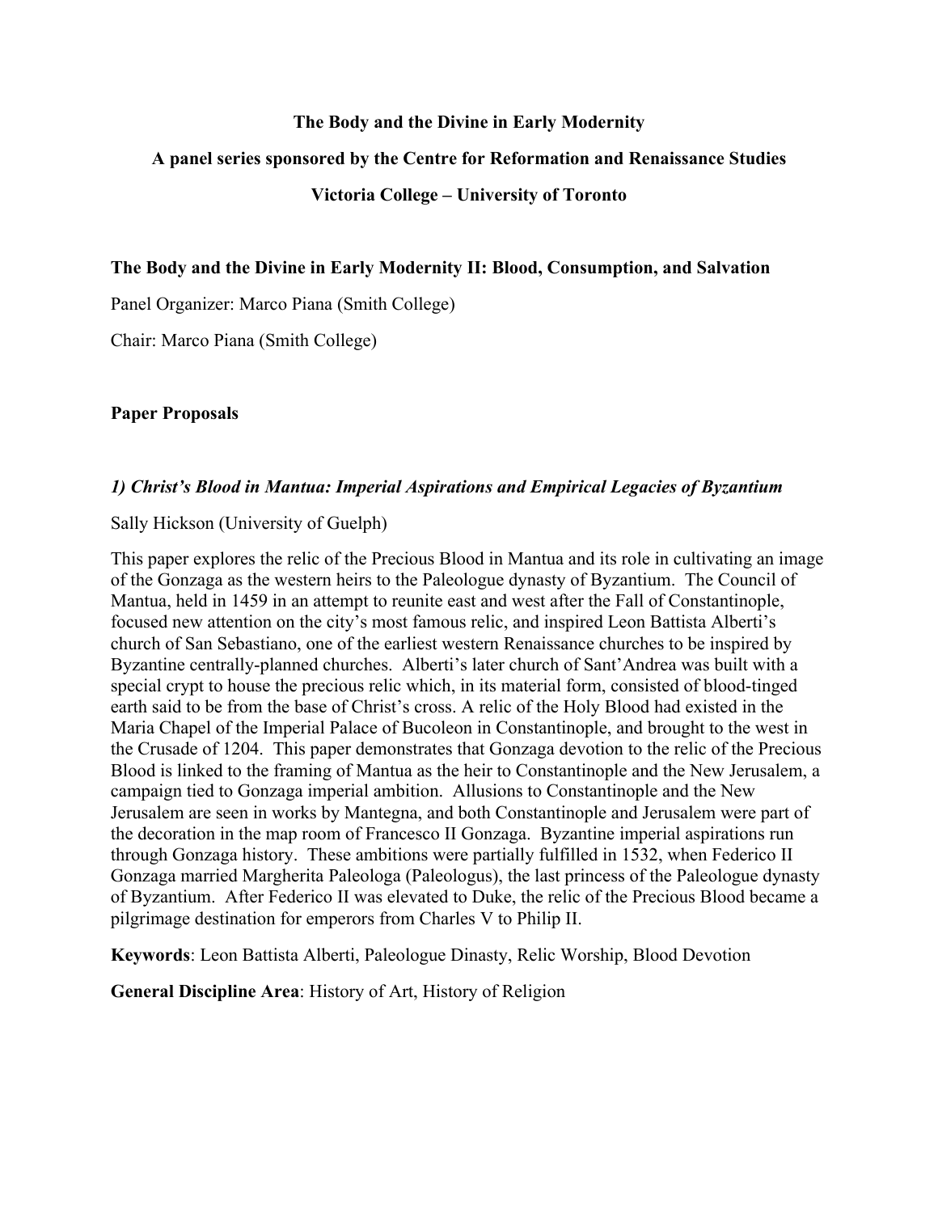**The Body and the Divine in Early Modernity**

**A panel series sponsored by the Centre for Reformation and Renaissance Studies**

**Victoria College – University of Toronto**

**The Body and the Divine in Early Modernity II: Blood, Consumption, and Salvation**

Panel Organizer: Marco Piana (Smith College)

Chair: Marco Piana (Smith College)

**Paper Proposals**

***1) Christ's Blood in Mantua: Imperial Aspirations and Empirical Legacies of Byzantium***

Sally Hickson (University of Guelph)

This paper explores the relic of the Precious Blood in Mantua and its role in cultivating an image of the Gonzaga as the western heirs to the Paleologue dynasty of Byzantium. The Council of Mantua, held in 1459 in an attempt to reunite east and west after the Fall of Constantinople, focused new attention on the city's most famous relic, and inspired Leon Battista Alberti's church of San Sebastiano, one of the earliest western Renaissance churches to be inspired by Byzantine centrally-planned churches. Alberti's later church of Sant'Andrea was built with a special crypt to house the precious relic which, in its material form, consisted of blood-tinged earth said to be from the base of Christ's cross. A relic of the Holy Blood had existed in the Maria Chapel of the Imperial Palace of Bucoleon in Constantinople, and brought to the west in the Crusade of 1204. This paper demonstrates that Gonzaga devotion to the relic of the Precious Blood is linked to the framing of Mantua as the heir to Constantinople and the New Jerusalem, a campaign tied to Gonzaga imperial ambition. Allusions to Constantinople and the New Jerusalem are seen in works by Mantegna, and both Constantinople and Jerusalem were part of the decoration in the map room of Francesco II Gonzaga. Byzantine imperial aspirations run through Gonzaga history. These ambitions were partially fulfilled in 1532, when Federico II Gonzaga married Margherita Paleologa (Paleologus), the last princess of the Paleologue dynasty of Byzantium. After Federico II was elevated to Duke, the relic of the Precious Blood became a pilgrimage destination for emperors from Charles V to Philip II.

**Keywords**: Leon Battista Alberti, Paleologue Dinasty, Relic Worship, Blood Devotion

**General Discipline Area**: History of Art, History of Religion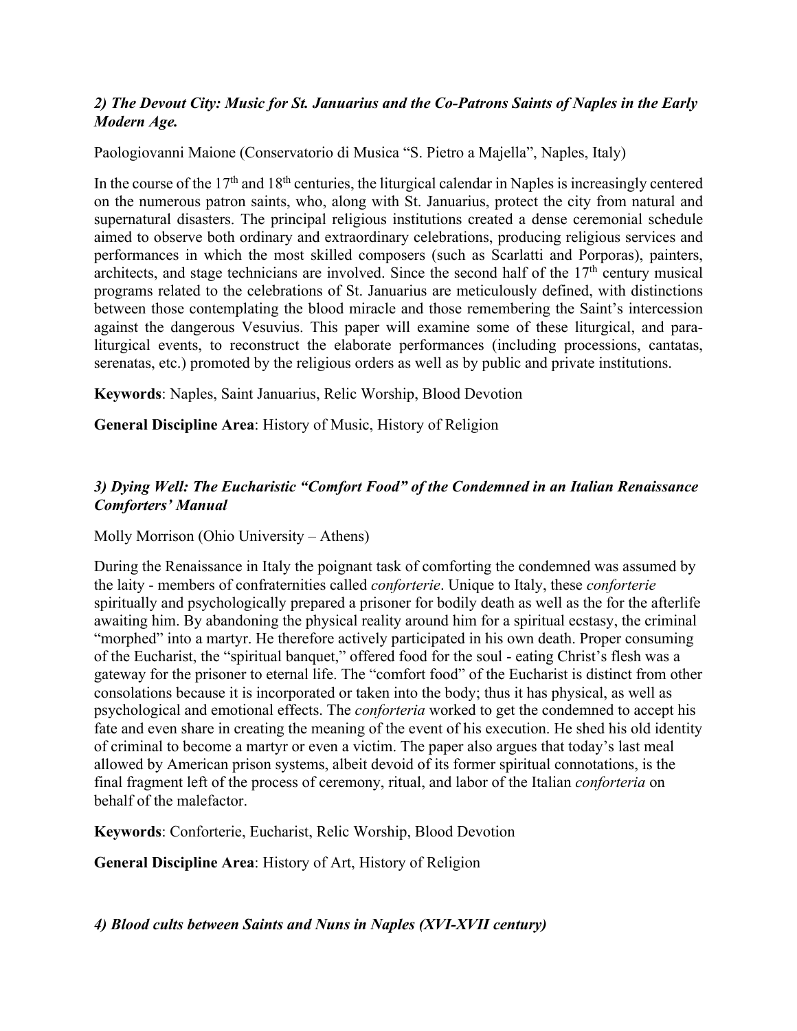### *2) The Devout City: Music for St. Januarius and the Co-Patrons Saints of Naples in the Early Modern Age.*

Paologiovanni Maione (Conservatorio di Musica "S. Pietro a Majella", Naples, Italy)

In the course of the 17th and 18th centuries, the liturgical calendar in Naples is increasingly centered on the numerous patron saints, who, along with St. Januarius, protect the city from natural and supernatural disasters. The principal religious institutions created a dense ceremonial schedule aimed to observe both ordinary and extraordinary celebrations, producing religious services and performances in which the most skilled composers (such as Scarlatti and Porporas), painters, architects, and stage technicians are involved. Since the second half of the 17th century musical programs related to the celebrations of St. Januarius are meticulously defined, with distinctions between those contemplating the blood miracle and those remembering the Saint's intercession against the dangerous Vesuvius. This paper will examine some of these liturgical, and para-liturgical events, to reconstruct the elaborate performances (including processions, cantatas, serenatas, etc.) promoted by the religious orders as well as by public and private institutions.

**Keywords**: Naples, Saint Januarius, Relic Worship, Blood Devotion

**General Discipline Area**: History of Music, History of Religion

### *3) Dying Well: The Eucharistic "Comfort Food" of the Condemned in an Italian Renaissance Comforters' Manual*

Molly Morrison (Ohio University – Athens)

During the Renaissance in Italy the poignant task of comforting the condemned was assumed by the laity - members of confraternities called *conforterie*. Unique to Italy, these *conforterie* spiritually and psychologically prepared a prisoner for bodily death as well as the for the afterlife awaiting him. By abandoning the physical reality around him for a spiritual ecstasy, the criminal "morphed" into a martyr. He therefore actively participated in his own death. Proper consuming of the Eucharist, the "spiritual banquet," offered food for the soul - eating Christ's flesh was a gateway for the prisoner to eternal life. The "comfort food" of the Eucharist is distinct from other consolations because it is incorporated or taken into the body; thus it has physical, as well as psychological and emotional effects. The *conforteria* worked to get the condemned to accept his fate and even share in creating the meaning of the event of his execution. He shed his old identity of criminal to become a martyr or even a victim. The paper also argues that today's last meal allowed by American prison systems, albeit devoid of its former spiritual connotations, is the final fragment left of the process of ceremony, ritual, and labor of the Italian *conforteria* on behalf of the malefactor.

**Keywords**: Conforterie, Eucharist, Relic Worship, Blood Devotion

**General Discipline Area**: History of Art, History of Religion

### *4) Blood cults between Saints and Nuns in Naples (XVI-XVII century)*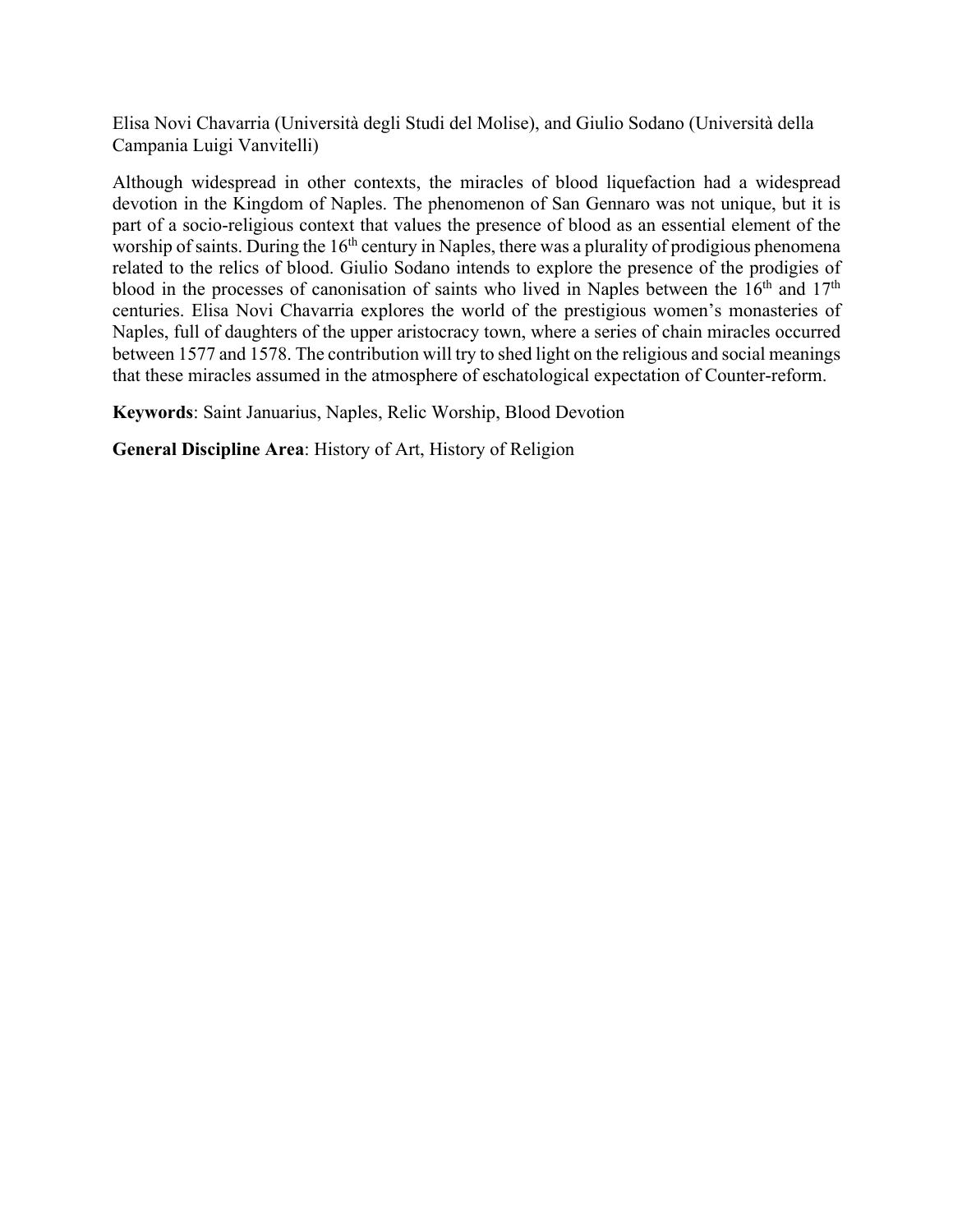Elisa Novi Chavarria (Università degli Studi del Molise), and Giulio Sodano (Università della Campania Luigi Vanvitelli)

Although widespread in other contexts, the miracles of blood liquefaction had a widespread devotion in the Kingdom of Naples. The phenomenon of San Gennaro was not unique, but it is part of a socio-religious context that values the presence of blood as an essential element of the worship of saints. During the 16th century in Naples, there was a plurality of prodigious phenomena related to the relics of blood. Giulio Sodano intends to explore the presence of the prodigies of blood in the processes of canonisation of saints who lived in Naples between the 16th and 17th centuries. Elisa Novi Chavarria explores the world of the prestigious women's monasteries of Naples, full of daughters of the upper aristocracy town, where a series of chain miracles occurred between 1577 and 1578. The contribution will try to shed light on the religious and social meanings that these miracles assumed in the atmosphere of eschatological expectation of Counter-reform.

**Keywords**: Saint Januarius, Naples, Relic Worship, Blood Devotion

**General Discipline Area**: History of Art, History of Religion